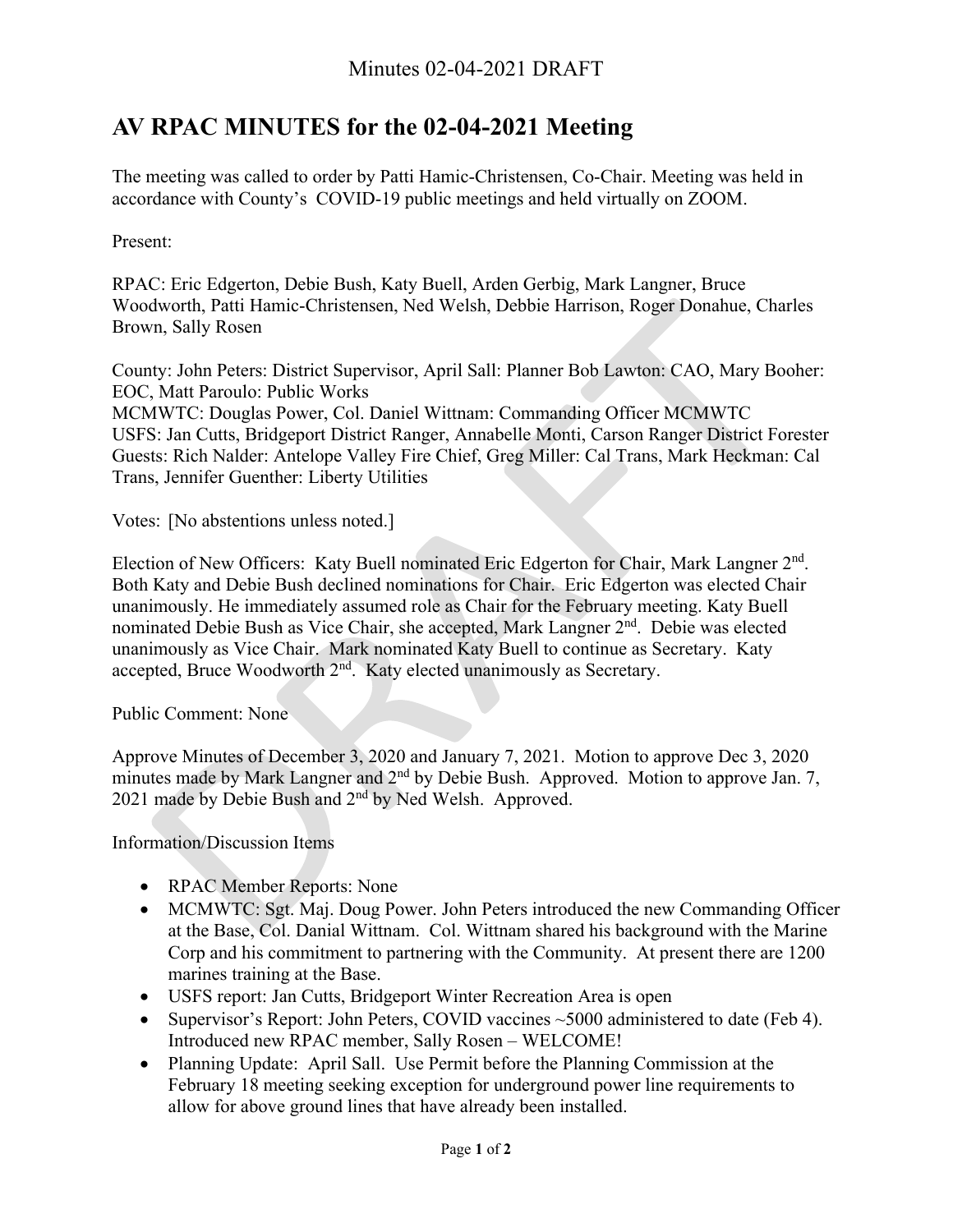# AV RPAC MINUTES for the 02-04-2021 Meeting

The meeting was called to order by Patti Hamic-Christensen, Co-Chair. Meeting was held in accordance with County's COVID-19 public meetings and held virtually on ZOOM.

Present:

RPAC: Eric Edgerton, Debie Bush, Katy Buell, Arden Gerbig, Mark Langner, Bruce Woodworth, Patti Hamic-Christensen, Ned Welsh, Debbie Harrison, Roger Donahue, Charles Brown, Sally Rosen

County: John Peters: District Supervisor, April Sall: Planner Bob Lawton: CAO, Mary Booher: EOC, Matt Paroulo: Public Works
MCMWTC: Douglas Power, Col. Daniel Wittnam: Commanding Officer MCMWTC
USFS: Jan Cutts, Bridgeport District Ranger, Annabelle Monti, Carson Ranger District Forester
Guests: Rich Nalder: Antelope Valley Fire Chief, Greg Miller: Cal Trans, Mark Heckman: Cal Trans, Jennifer Guenther: Liberty Utilities

Votes: [No abstentions unless noted.]

Election of New Officers: Katy Buell nominated Eric Edgerton for Chair, Mark Langner 2nd. Both Katy and Debie Bush declined nominations for Chair. Eric Edgerton was elected Chair unanimously. He immediately assumed role as Chair for the February meeting. Katy Buell nominated Debie Bush as Vice Chair, she accepted, Mark Langner 2nd. Debie was elected unanimously as Vice Chair. Mark nominated Katy Buell to continue as Secretary. Katy accepted, Bruce Woodworth 2nd. Katy elected unanimously as Secretary.

Public Comment: None

Approve Minutes of December 3, 2020 and January 7, 2021. Motion to approve Dec 3, 2020 minutes made by Mark Langner and 2nd by Debie Bush. Approved. Motion to approve Jan. 7, 2021 made by Debie Bush and 2nd by Ned Welsh. Approved.

Information/Discussion Items

- RPAC Member Reports: None
- MCMWTC: Sgt. Maj. Doug Power. John Peters introduced the new Commanding Officer at the Base, Col. Danial Wittnam. Col. Wittnam shared his background with the Marine Corp and his commitment to partnering with the Community. At present there are 1200 marines training at the Base.
- USFS report: Jan Cutts, Bridgeport Winter Recreation Area is open
- Supervisor's Report: John Peters, COVID vaccines ~5000 administered to date (Feb 4). Introduced new RPAC member, Sally Rosen – WELCOME!
- Planning Update: April Sall. Use Permit before the Planning Commission at the February 18 meeting seeking exception for underground power line requirements to allow for above ground lines that have already been installed.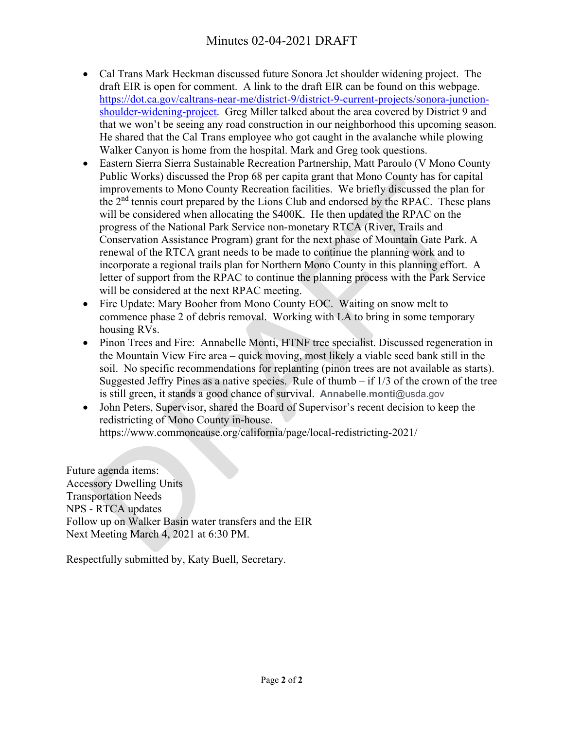- Cal Trans Mark Heckman discussed future Sonora Jct shoulder widening project. The draft EIR is open for comment. A link to the draft EIR can be found on this webpage. [https://dot.ca.gov/caltrans-near-me/district-9/district-9-current-projects/sonora-junction-shoulder-widening-project](https://dot.ca.gov/caltrans-near-me/district-9/district-9-current-projects/sonora-junction-shoulder-widening-project). Greg Miller talked about the area covered by District 9 and that we won't be seeing any road construction in our neighborhood this upcoming season. He shared that the Cal Trans employee who got caught in the avalanche while plowing Walker Canyon is home from the hospital. Mark and Greg took questions.
- Eastern Sierra Sierra Sustainable Recreation Partnership, Matt Paroulo (V Mono County Public Works) discussed the Prop 68 per capita grant that Mono County has for capital improvements to Mono County Recreation facilities. We briefly discussed the plan for the 2nd tennis court prepared by the Lions Club and endorsed by the RPAC. These plans will be considered when allocating the $400K. He then updated the RPAC on the progress of the National Park Service non-monetary RTCA (River, Trails and Conservation Assistance Program) grant for the next phase of Mountain Gate Park. A renewal of the RTCA grant needs to be made to continue the planning work and to incorporate a regional trails plan for Northern Mono County in this planning effort. A letter of support from the RPAC to continue the planning process with the Park Service will be considered at the next RPAC meeting.
- Fire Update: Mary Booher from Mono County EOC. Waiting on snow melt to commence phase 2 of debris removal. Working with LA to bring in some temporary housing RVs.
- Pinon Trees and Fire: Annabelle Monti, HTNF tree specialist. Discussed regeneration in the Mountain View Fire area – quick moving, most likely a viable seed bank still in the soil. No specific recommendations for replanting (pinon trees are not available as starts). Suggested Jeffry Pines as a native species. Rule of thumb – if 1/3 of the crown of the tree is still green, it stands a good chance of survival. Annabelle.monti@usda.gov
- John Peters, Supervisor, shared the Board of Supervisor's recent decision to keep the redistricting of Mono County in-house. https://www.commoncause.org/california/page/local-redistricting-2021/

Future agenda items:
Accessory Dwelling Units
Transportation Needs
NPS - RTCA updates
Follow up on Walker Basin water transfers and the EIR
Next Meeting March 4, 2021 at 6:30 PM.

Respectfully submitted by, Katy Buell, Secretary.